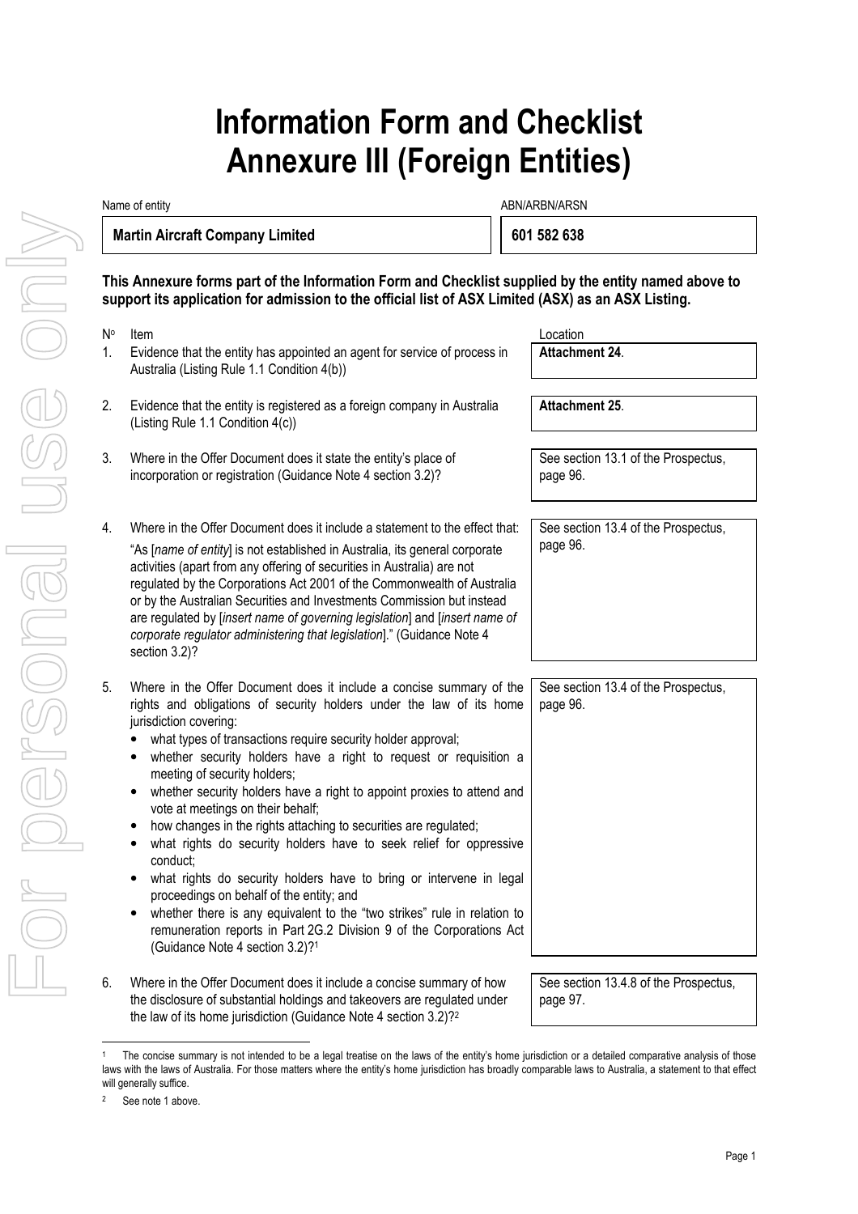# Information Form and Checklist Annexure III (Foreign Entities)

| Name of entity | ABN/ARBN/ARSN |
|---|---|
| **Martin Aircraft Company Limited** | **601 582 638** |

**This Annexure forms part of the Information Form and Checklist supplied by the entity named above to support its application for admission to the official list of ASX Limited (ASX) as an ASX Listing.**

| Nº | Item | Location |
|---|---|---|
| 1. | Evidence that the entity has appointed an agent for service of process in Australia (Listing Rule 1.1 Condition 4(b)) | **Attachment 24**. |
| 2. | Evidence that the entity is registered as a foreign company in Australia (Listing Rule 1.1 Condition 4(c)) | **Attachment 25**. |
| 3. | Where in the Offer Document does it state the entity's place of incorporation or registration (Guidance Note 4 section 3.2)? | See section 13.1 of the Prospectus, page 96. |
| 4. | Where in the Offer Document does it include a statement to the effect that: "As [*name of entity*] is not established in Australia, its general corporate activities (apart from any offering of securities in Australia) are not regulated by the Corporations Act 2001 of the Commonwealth of Australia or by the Australian Securities and Investments Commission but instead are regulated by [*insert name of governing legislation*] and [*insert name of corporate regulator administering that legislation*]." (Guidance Note 4 section 3.2)? | See section 13.4 of the Prospectus, page 96. |
| 5. | Where in the Offer Document does it include a concise summary of the rights and obligations of security holders under the law of its home jurisdiction covering:<br>• what types of transactions require security holder approval;<br>• whether security holders have a right to request or requisition a meeting of security holders;<br>• whether security holders have a right to appoint proxies to attend and vote at meetings on their behalf;<br>• how changes in the rights attaching to securities are regulated;<br>• what rights do security holders have to seek relief for oppressive conduct;<br>• what rights do security holders have to bring or intervene in legal proceedings on behalf of the entity; and<br>• whether there is any equivalent to the "two strikes" rule in relation to remuneration reports in Part 2G.2 Division 9 of the Corporations Act (Guidance Note 4 section 3.2)?[1] | See section 13.4 of the Prospectus, page 96. |
| 6. | Where in the Offer Document does it include a concise summary of how the disclosure of substantial holdings and takeovers are regulated under the law of its home jurisdiction (Guidance Note 4 section 3.2)?[2] | See section 13.4.8 of the Prospectus, page 97. |

[1] The concise summary is not intended to be a legal treatise on the laws of the entity's home jurisdiction or a detailed comparative analysis of those laws with the laws of Australia. For those matters where the entity's home jurisdiction has broadly comparable laws to Australia, a statement to that effect will generally suffice.

[2] See note 1 above.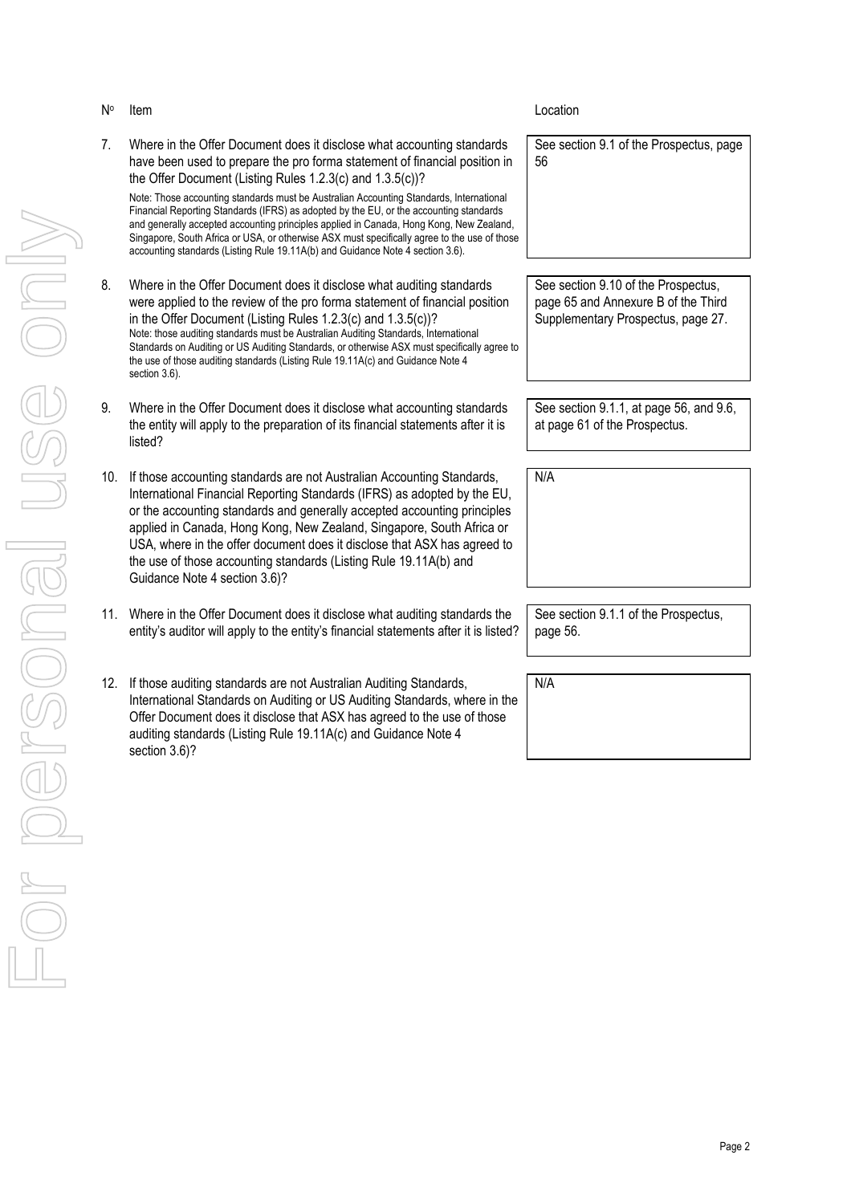| Nº | Item | Location |
|---|---|---|
| 7. | Where in the Offer Document does it disclose what accounting standards have been used to prepare the pro forma statement of financial position in the Offer Document (Listing Rules 1.2.3(c) and 1.3.5(c))?<br><br>Note: Those accounting standards must be Australian Accounting Standards, International Financial Reporting Standards (IFRS) as adopted by the EU, or the accounting standards and generally accepted accounting principles applied in Canada, Hong Kong, New Zealand, Singapore, South Africa or USA, or otherwise ASX must specifically agree to the use of those accounting standards (Listing Rule 19.11A(b) and Guidance Note 4 section 3.6). | See section 9.1 of the Prospectus, page 56 |
| 8. | Where in the Offer Document does it disclose what auditing standards were applied to the review of the pro forma statement of financial position in the Offer Document (Listing Rules 1.2.3(c) and 1.3.5(c))?<br>Note: those auditing standards must be Australian Auditing Standards, International Standards on Auditing or US Auditing Standards, or otherwise ASX must specifically agree to the use of those auditing standards (Listing Rule 19.11A(c) and Guidance Note 4 section 3.6). | See section 9.10 of the Prospectus, page 65 and Annexure B of the Third Supplementary Prospectus, page 27. |
| 9. | Where in the Offer Document does it disclose what accounting standards the entity will apply to the preparation of its financial statements after it is listed? | See section 9.1.1, at page 56, and 9.6, at page 61 of the Prospectus. |
| 10. | If those accounting standards are not Australian Accounting Standards, International Financial Reporting Standards (IFRS) as adopted by the EU, or the accounting standards and generally accepted accounting principles applied in Canada, Hong Kong, New Zealand, Singapore, South Africa or USA, where in the offer document does it disclose that ASX has agreed to the use of those accounting standards (Listing Rule 19.11A(b) and Guidance Note 4 section 3.6)? | N/A |
| 11. | Where in the Offer Document does it disclose what auditing standards the entity's auditor will apply to the entity's financial statements after it is listed? | See section 9.1.1 of the Prospectus, page 56. |
| 12. | If those auditing standards are not Australian Auditing Standards, International Standards on Auditing or US Auditing Standards, where in the Offer Document does it disclose that ASX has agreed to the use of those auditing standards (Listing Rule 19.11A(c) and Guidance Note 4 section 3.6)? | N/A |